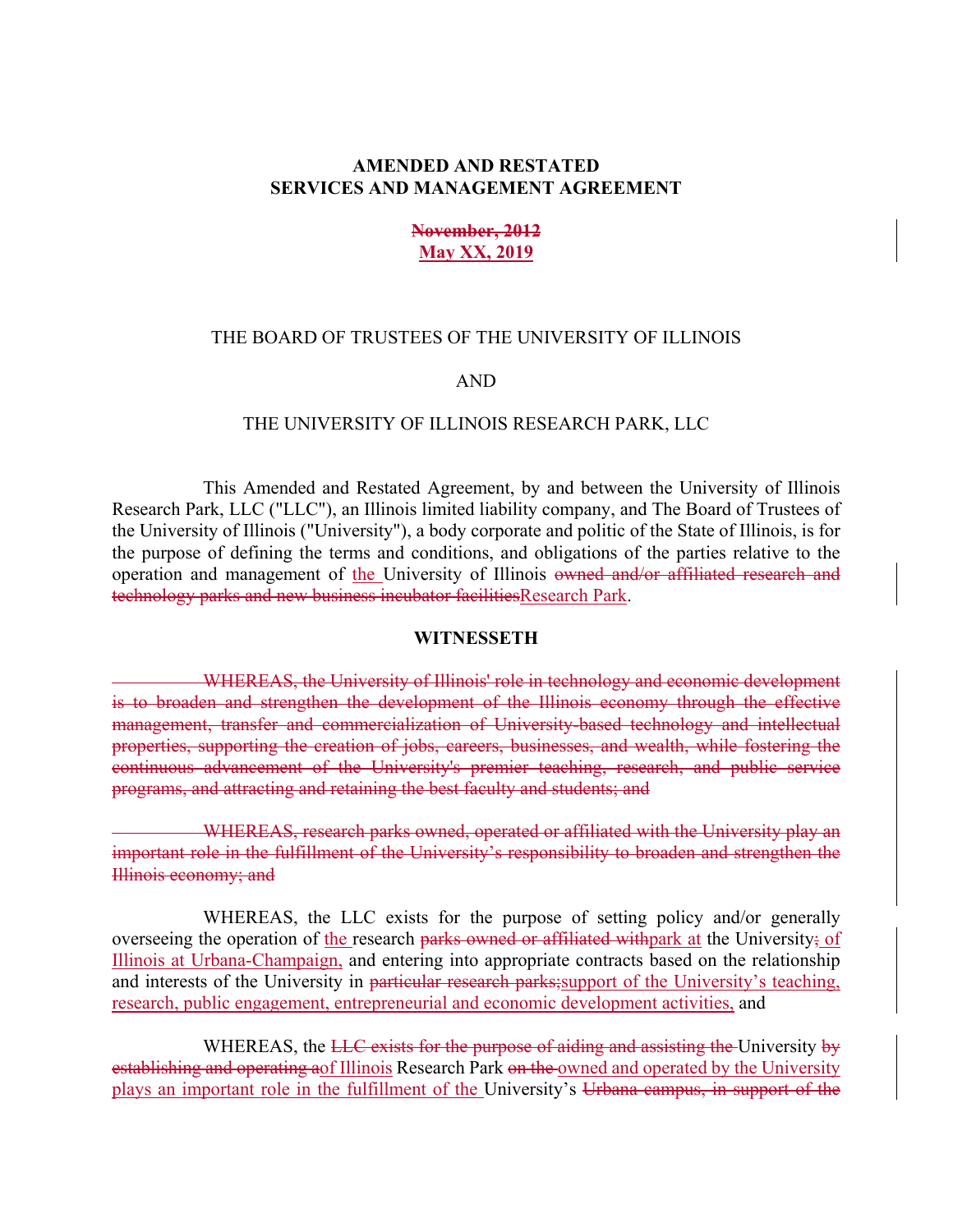**AMENDED AND RESTATED**
**SERVICES AND MANAGEMENT AGREEMENT**

~~**November, 2012**~~
<u>**May XX, 2019**</u>

THE BOARD OF TRUSTEES OF THE UNIVERSITY OF ILLINOIS

AND

THE UNIVERSITY OF ILLINOIS RESEARCH PARK, LLC

This Amended and Restated Agreement, by and between the University of Illinois Research Park, LLC ("LLC"), an Illinois limited liability company, and The Board of Trustees of the University of Illinois ("University"), a body corporate and politic of the State of Illinois, is for the purpose of defining the terms and conditions, and obligations of the parties relative to the operation and management of <u>the </u>University of Illinois ~~owned and/or affiliated research and technology parks and new business incubator facilities~~<u>Research Park</u>.

## WITNESSETH

~~WHEREAS, the University of Illinois' role in technology and economic development is to broaden and strengthen the development of the Illinois economy through the effective management, transfer and commercialization of University-based technology and intellectual properties, supporting the creation of jobs, careers, businesses, and wealth, while fostering the continuous advancement of the University's premier teaching, research, and public service programs, and attracting and retaining the best faculty and students; and~~

~~WHEREAS, research parks owned, operated or affiliated with the University play an important role in the fulfillment of the University's responsibility to broaden and strengthen the Illinois economy; and~~

WHEREAS, the LLC exists for the purpose of setting policy and/or generally overseeing the operation of <u>the </u>research ~~parks owned or affiliated with~~<u>park at</u> the University~~;~~<u> of Illinois at Urbana-Champaign,</u> and entering into appropriate contracts based on the relationship and interests of the University in ~~particular research parks;~~<u>support of the University's teaching, research, public engagement, entrepreneurial and economic development activities,</u> and

WHEREAS, the ~~LLC exists for the purpose of aiding and assisting the~~ University ~~by establishing and operating a~~<u>of Illinois</u> Research Park ~~on the~~ <u>owned and operated by the University plays an important role in the fulfillment of the </u>University's ~~Urbana campus, in support of the~~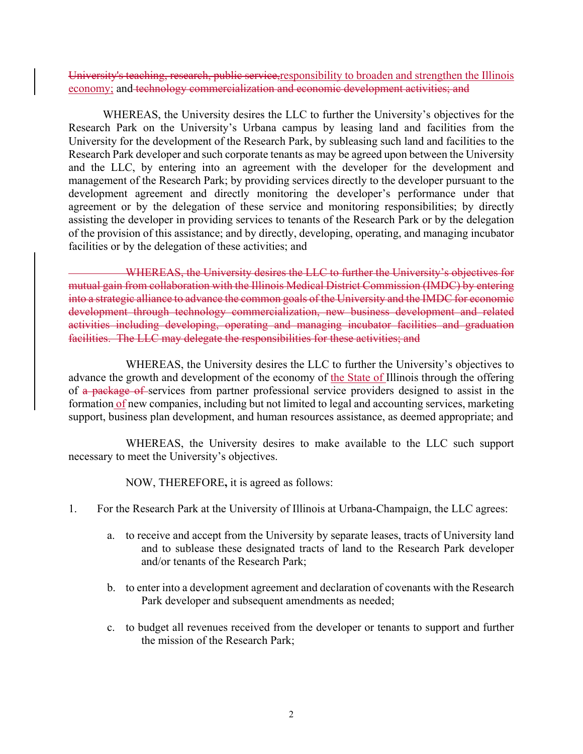~~University's teaching, research, public service,~~responsibility to broaden and strengthen the Illinois economy; and ~~technology commercialization and economic development activities; and~~

WHEREAS, the University desires the LLC to further the University's objectives for the Research Park on the University's Urbana campus by leasing land and facilities from the University for the development of the Research Park, by subleasing such land and facilities to the Research Park developer and such corporate tenants as may be agreed upon between the University and the LLC, by entering into an agreement with the developer for the development and management of the Research Park; by providing services directly to the developer pursuant to the development agreement and directly monitoring the developer's performance under that agreement or by the delegation of these service and monitoring responsibilities; by directly assisting the developer in providing services to tenants of the Research Park or by the delegation of the provision of this assistance; and by directly, developing, operating, and managing incubator facilities or by the delegation of these activities; and

~~WHEREAS, the University desires the LLC to further the University's objectives for mutual gain from collaboration with the Illinois Medical District Commission (IMDC) by entering into a strategic alliance to advance the common goals of the University and the IMDC for economic development through technology commercialization, new business development and related activities including developing, operating and managing incubator facilities and graduation facilities. The LLC may delegate the responsibilities for these activities; and~~

WHEREAS, the University desires the LLC to further the University's objectives to advance the growth and development of the economy of the State of Illinois through the offering of ~~a package of~~ services from partner professional service providers designed to assist in the formation of new companies, including but not limited to legal and accounting services, marketing support, business plan development, and human resources assistance, as deemed appropriate; and

WHEREAS, the University desires to make available to the LLC such support necessary to meet the University's objectives.

NOW, THEREFORE**,** it is agreed as follows:

1. For the Research Park at the University of Illinois at Urbana-Champaign, the LLC agrees:

   a. to receive and accept from the University by separate leases, tracts of University land and to sublease these designated tracts of land to the Research Park developer and/or tenants of the Research Park;

   b. to enter into a development agreement and declaration of covenants with the Research Park developer and subsequent amendments as needed;

   c. to budget all revenues received from the developer or tenants to support and further the mission of the Research Park;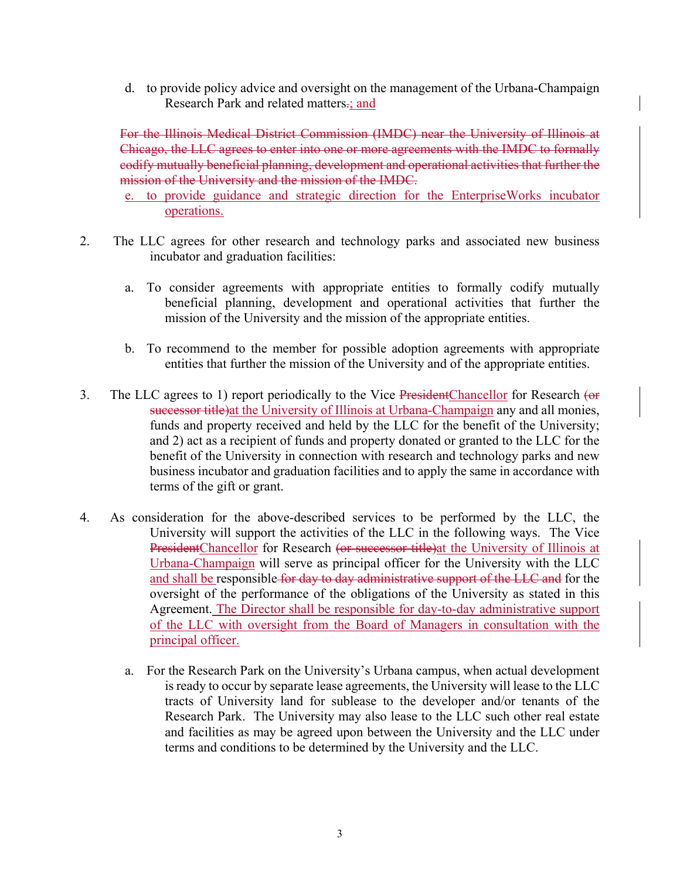d. to provide policy advice and oversight on the management of the Urbana-Champaign Research Park and related matters.~~.~~; and

~~For the Illinois Medical District Commission (IMDC) near the University of Illinois at Chicago, the LLC agrees to enter into one or more agreements with the IMDC to formally codify mutually beneficial planning, development and operational activities that further the mission of the University and the mission of the IMDC.~~

e. to provide guidance and strategic direction for the EnterpriseWorks incubator operations.

2. The LLC agrees for other research and technology parks and associated new business incubator and graduation facilities:

   a. To consider agreements with appropriate entities to formally codify mutually beneficial planning, development and operational activities that further the mission of the University and the mission of the appropriate entities.

   b. To recommend to the member for possible adoption agreements with appropriate entities that further the mission of the University and of the appropriate entities.

3. The LLC agrees to 1) report periodically to the Vice ~~President~~Chancellor for Research ~~(or successor title)~~at the University of Illinois at Urbana-Champaign any and all monies, funds and property received and held by the LLC for the benefit of the University; and 2) act as a recipient of funds and property donated or granted to the LLC for the benefit of the University in connection with research and technology parks and new business incubator and graduation facilities and to apply the same in accordance with terms of the gift or grant.

4. As consideration for the above-described services to be performed by the LLC, the University will support the activities of the LLC in the following ways. The Vice ~~President~~Chancellor for Research ~~(or successor title)~~at the University of Illinois at Urbana-Champaign will serve as principal officer for the University with the LLC and shall be responsible ~~for day to day administrative support of the LLC and~~ for the oversight of the performance of the obligations of the University as stated in this Agreement. The Director shall be responsible for day-to-day administrative support of the LLC with oversight from the Board of Managers in consultation with the principal officer.

   a. For the Research Park on the University's Urbana campus, when actual development is ready to occur by separate lease agreements, the University will lease to the LLC tracts of University land for sublease to the developer and/or tenants of the Research Park. The University may also lease to the LLC such other real estate and facilities as may be agreed upon between the University and the LLC under terms and conditions to be determined by the University and the LLC.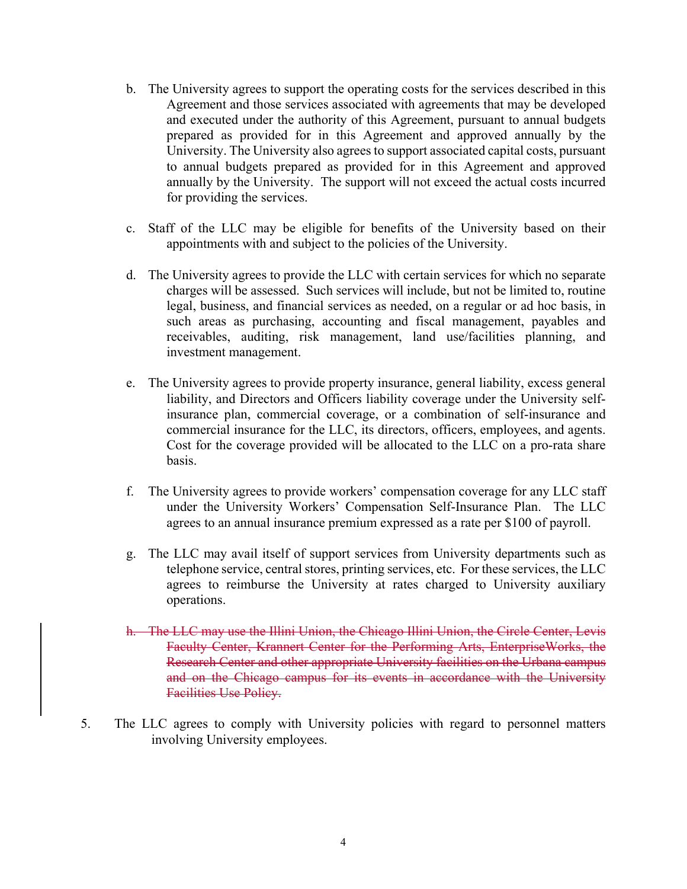b. The University agrees to support the operating costs for the services described in this Agreement and those services associated with agreements that may be developed and executed under the authority of this Agreement, pursuant to annual budgets prepared as provided for in this Agreement and approved annually by the University. The University also agrees to support associated capital costs, pursuant to annual budgets prepared as provided for in this Agreement and approved annually by the University. The support will not exceed the actual costs incurred for providing the services.

c. Staff of the LLC may be eligible for benefits of the University based on their appointments with and subject to the policies of the University.

d. The University agrees to provide the LLC with certain services for which no separate charges will be assessed. Such services will include, but not be limited to, routine legal, business, and financial services as needed, on a regular or ad hoc basis, in such areas as purchasing, accounting and fiscal management, payables and receivables, auditing, risk management, land use/facilities planning, and investment management.

e. The University agrees to provide property insurance, general liability, excess general liability, and Directors and Officers liability coverage under the University self-insurance plan, commercial coverage, or a combination of self-insurance and commercial insurance for the LLC, its directors, officers, employees, and agents. Cost for the coverage provided will be allocated to the LLC on a pro-rata share basis.

f. The University agrees to provide workers' compensation coverage for any LLC staff under the University Workers' Compensation Self-Insurance Plan. The LLC agrees to an annual insurance premium expressed as a rate per $100 of payroll.

g. The LLC may avail itself of support services from University departments such as telephone service, central stores, printing services, etc. For these services, the LLC agrees to reimburse the University at rates charged to University auxiliary operations.

~~h. The LLC may use the Illini Union, the Chicago Illini Union, the Circle Center, Levis Faculty Center, Krannert Center for the Performing Arts, EnterpriseWorks, the Research Center and other appropriate University facilities on the Urbana campus and on the Chicago campus for its events in accordance with the University Facilities Use Policy.~~

5. The LLC agrees to comply with University policies with regard to personnel matters involving University employees.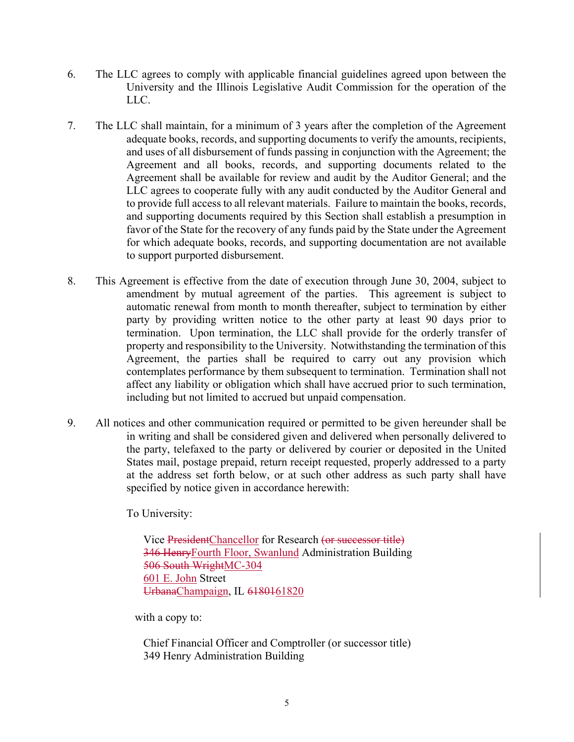6. The LLC agrees to comply with applicable financial guidelines agreed upon between the University and the Illinois Legislative Audit Commission for the operation of the LLC.

7. The LLC shall maintain, for a minimum of 3 years after the completion of the Agreement adequate books, records, and supporting documents to verify the amounts, recipients, and uses of all disbursement of funds passing in conjunction with the Agreement; the Agreement and all books, records, and supporting documents related to the Agreement shall be available for review and audit by the Auditor General; and the LLC agrees to cooperate fully with any audit conducted by the Auditor General and to provide full access to all relevant materials. Failure to maintain the books, records, and supporting documents required by this Section shall establish a presumption in favor of the State for the recovery of any funds paid by the State under the Agreement for which adequate books, records, and supporting documentation are not available to support purported disbursement.

8. This Agreement is effective from the date of execution through June 30, 2004, subject to amendment by mutual agreement of the parties. This agreement is subject to automatic renewal from month to month thereafter, subject to termination by either party by providing written notice to the other party at least 90 days prior to termination. Upon termination, the LLC shall provide for the orderly transfer of property and responsibility to the University. Notwithstanding the termination of this Agreement, the parties shall be required to carry out any provision which contemplates performance by them subsequent to termination. Termination shall not affect any liability or obligation which shall have accrued prior to such termination, including but not limited to accrued but unpaid compensation.

9. All notices and other communication required or permitted to be given hereunder shall be in writing and shall be considered given and delivered when personally delivered to the party, telefaxed to the party or delivered by courier or deposited in the United States mail, postage prepaid, return receipt requested, properly addressed to a party at the address set forth below, or at such other address as such party shall have specified by notice given in accordance herewith:

   To University:

   Vice ~~President~~Chancellor for Research ~~(or successor title)~~
   ~~346 Henry~~Fourth Floor, Swanlund Administration Building
   ~~506 South Wright~~MC-304
   601 E. John Street
   ~~Urbana~~Champaign, IL ~~61801~~61820

   with a copy to:

   Chief Financial Officer and Comptroller (or successor title)
   349 Henry Administration Building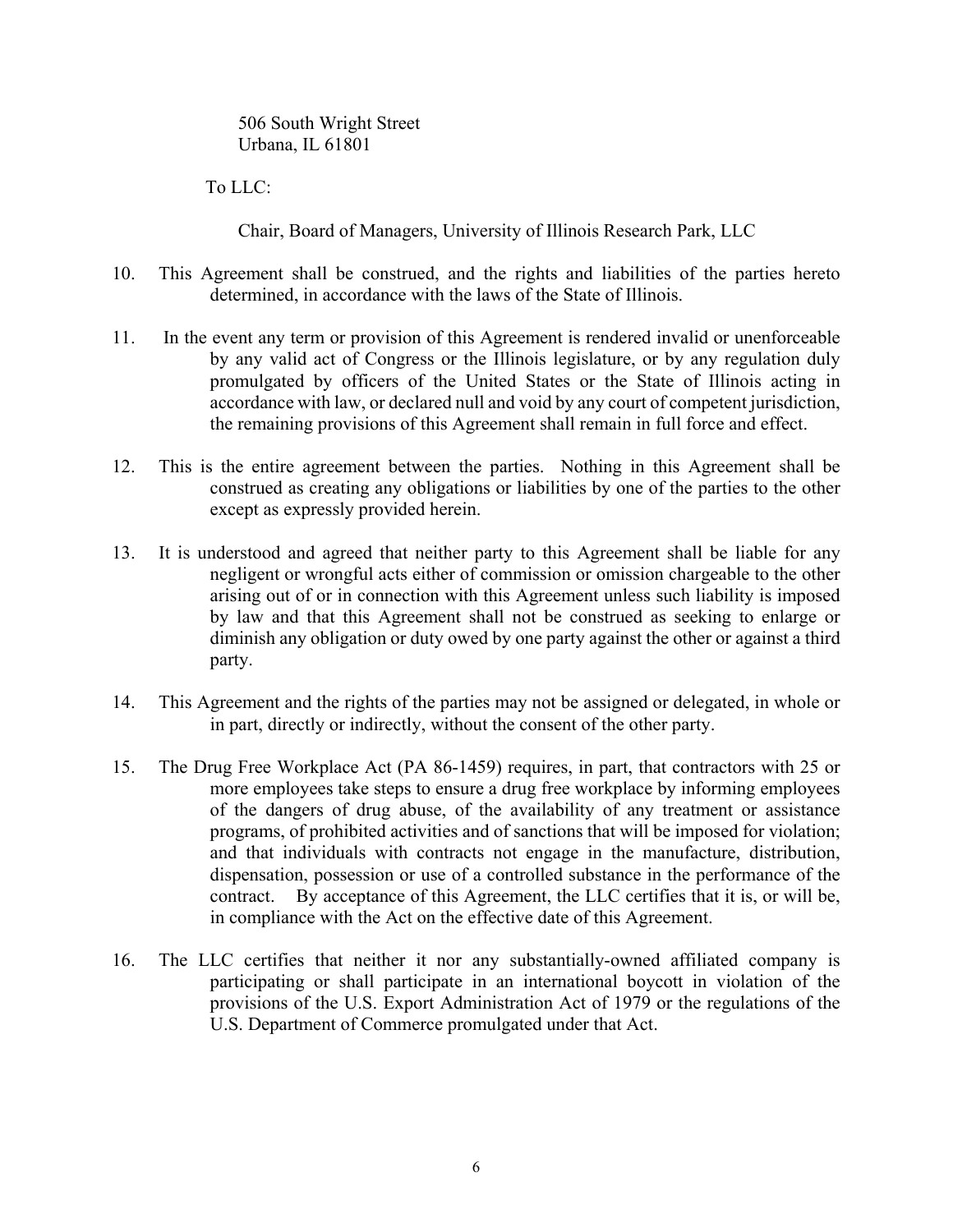506 South Wright Street
Urbana, IL 61801

To LLC:

Chair, Board of Managers, University of Illinois Research Park, LLC

10. This Agreement shall be construed, and the rights and liabilities of the parties hereto determined, in accordance with the laws of the State of Illinois.

11. In the event any term or provision of this Agreement is rendered invalid or unenforceable by any valid act of Congress or the Illinois legislature, or by any regulation duly promulgated by officers of the United States or the State of Illinois acting in accordance with law, or declared null and void by any court of competent jurisdiction, the remaining provisions of this Agreement shall remain in full force and effect.

12. This is the entire agreement between the parties. Nothing in this Agreement shall be construed as creating any obligations or liabilities by one of the parties to the other except as expressly provided herein.

13. It is understood and agreed that neither party to this Agreement shall be liable for any negligent or wrongful acts either of commission or omission chargeable to the other arising out of or in connection with this Agreement unless such liability is imposed by law and that this Agreement shall not be construed as seeking to enlarge or diminish any obligation or duty owed by one party against the other or against a third party.

14. This Agreement and the rights of the parties may not be assigned or delegated, in whole or in part, directly or indirectly, without the consent of the other party.

15. The Drug Free Workplace Act (PA 86-1459) requires, in part, that contractors with 25 or more employees take steps to ensure a drug free workplace by informing employees of the dangers of drug abuse, of the availability of any treatment or assistance programs, of prohibited activities and of sanctions that will be imposed for violation; and that individuals with contracts not engage in the manufacture, distribution, dispensation, possession or use of a controlled substance in the performance of the contract. By acceptance of this Agreement, the LLC certifies that it is, or will be, in compliance with the Act on the effective date of this Agreement.

16. The LLC certifies that neither it nor any substantially-owned affiliated company is participating or shall participate in an international boycott in violation of the provisions of the U.S. Export Administration Act of 1979 or the regulations of the U.S. Department of Commerce promulgated under that Act.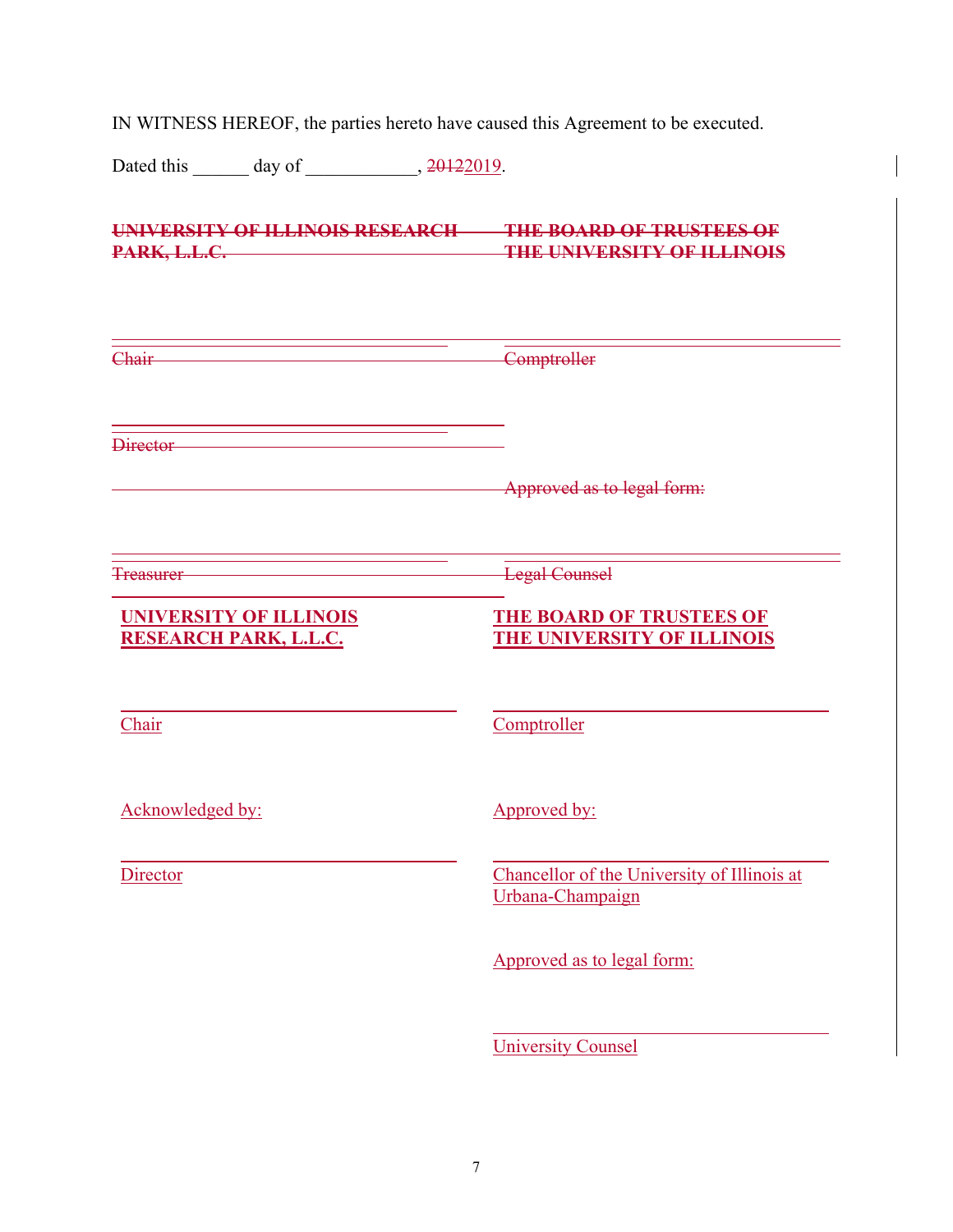IN WITNESS HEREOF, the parties hereto have caused this Agreement to be executed.

Dated this ______ day of ____________, ~~2012~~2019.

~~**UNIVERSITY OF ILLINOIS RESEARCH PARK, L.L.C.**~~

~~**THE BOARD OF TRUSTEES OF THE UNIVERSITY OF ILLINOIS**~~

~~Chair~~

~~Comptroller~~

~~Director~~

~~Approved as to legal form:~~

~~Treasurer~~

~~Legal Counsel~~

| | |
|---|---|
| **UNIVERSITY OF ILLINOIS RESEARCH PARK, L.L.C.** | **THE BOARD OF TRUSTEES OF THE UNIVERSITY OF ILLINOIS** |
| ______________________________ | ______________________________ |
| Chair | Comptroller |
| Acknowledged by: | Approved by: |
| ______________________________ | ______________________________ |
| Director | Chancellor of the University of Illinois at Urbana-Champaign |
| | Approved as to legal form: |
| | ______________________________ |
| | University Counsel |